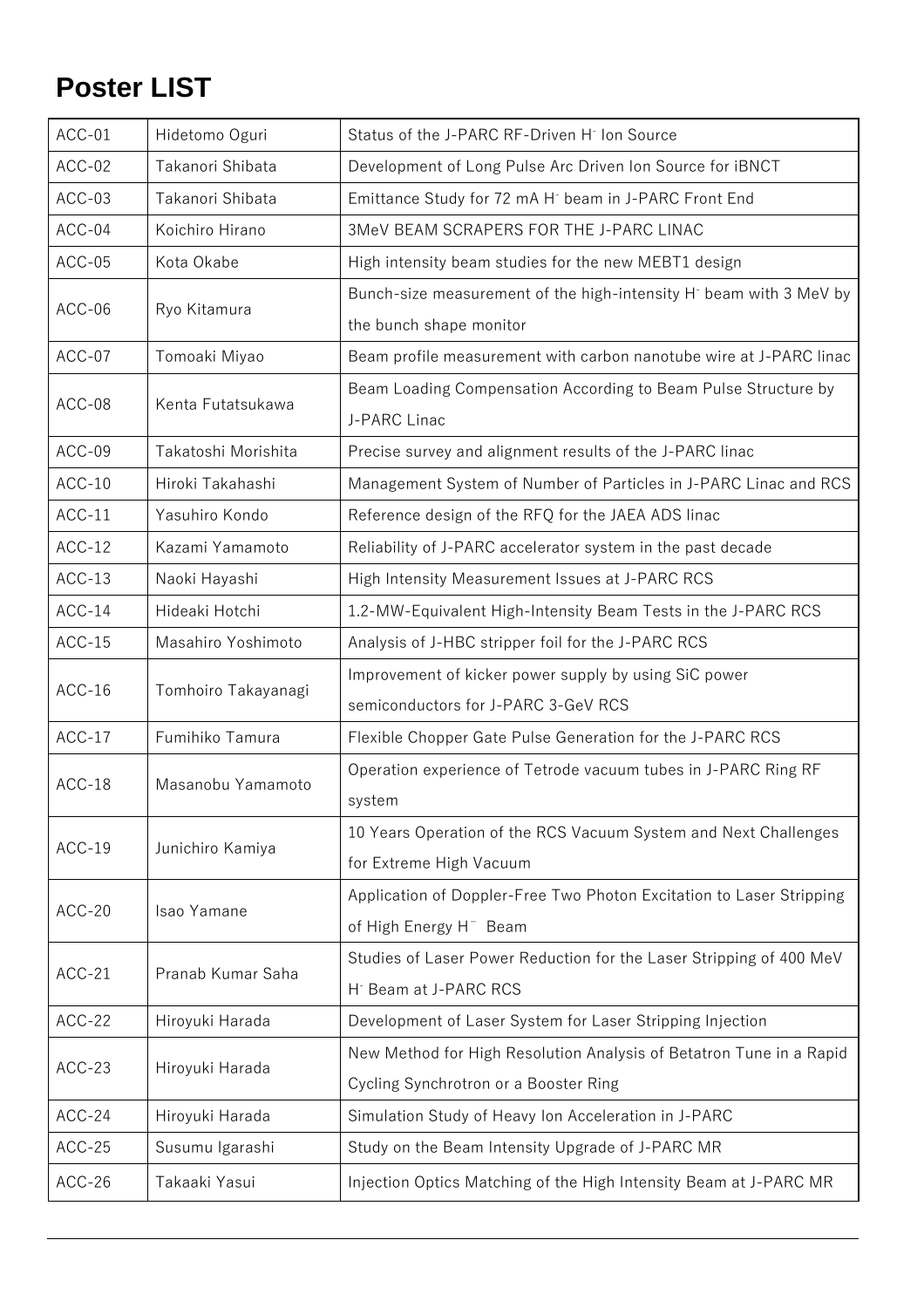# Poster LIST

| ACC-01 | Hidetomo Oguri | Status of the J-PARC RF-Driven $H^-$ Ion Source |
|---|---|---|
| ACC-02 | Takanori Shibata | Development of Long Pulse Arc Driven Ion Source for iBNCT |
| ACC-03 | Takanori Shibata | Emittance Study for 72 mA $H^-$ beam in J-PARC Front End |
| ACC-04 | Koichiro Hirano | 3MeV BEAM SCRAPERS FOR THE J-PARC LINAC |
| ACC-05 | Kota Okabe | High intensity beam studies for the new MEBT1 design |
| ACC-06 | Ryo Kitamura | Bunch-size measurement of the high-intensity $H^-$ beam with 3 MeV by the bunch shape monitor |
| ACC-07 | Tomoaki Miyao | Beam profile measurement with carbon nanotube wire at J-PARC linac |
| ACC-08 | Kenta Futatsukawa | Beam Loading Compensation According to Beam Pulse Structure by J-PARC Linac |
| ACC-09 | Takatoshi Morishita | Precise survey and alignment results of the J-PARC linac |
| ACC-10 | Hiroki Takahashi | Management System of Number of Particles in J-PARC Linac and RCS |
| ACC-11 | Yasuhiro Kondo | Reference design of the RFQ for the JAEA ADS linac |
| ACC-12 | Kazami Yamamoto | Reliability of J-PARC accelerator system in the past decade |
| ACC-13 | Naoki Hayashi | High Intensity Measurement Issues at J-PARC RCS |
| ACC-14 | Hideaki Hotchi | 1.2-MW-Equivalent High-Intensity Beam Tests in the J-PARC RCS |
| ACC-15 | Masahiro Yoshimoto | Analysis of J-HBC stripper foil for the J-PARC RCS |
| ACC-16 | Tomhoiro Takayanagi | Improvement of kicker power supply by using SiC power semiconductors for J-PARC 3-GeV RCS |
| ACC-17 | Fumihiko Tamura | Flexible Chopper Gate Pulse Generation for the J-PARC RCS |
| ACC-18 | Masanobu Yamamoto | Operation experience of Tetrode vacuum tubes in J-PARC Ring RF system |
| ACC-19 | Junichiro Kamiya | 10 Years Operation of the RCS Vacuum System and Next Challenges for Extreme High Vacuum |
| ACC-20 | Isao Yamane | Application of Doppler-Free Two Photon Excitation to Laser Stripping of High Energy $H^-$ Beam |
| ACC-21 | Pranab Kumar Saha | Studies of Laser Power Reduction for the Laser Stripping of 400 MeV $H^-$ Beam at J-PARC RCS |
| ACC-22 | Hiroyuki Harada | Development of Laser System for Laser Stripping Injection |
| ACC-23 | Hiroyuki Harada | New Method for High Resolution Analysis of Betatron Tune in a Rapid Cycling Synchrotron or a Booster Ring |
| ACC-24 | Hiroyuki Harada | Simulation Study of Heavy Ion Acceleration in J-PARC |
| ACC-25 | Susumu Igarashi | Study on the Beam Intensity Upgrade of J-PARC MR |
| ACC-26 | Takaaki Yasui | Injection Optics Matching of the High Intensity Beam at J-PARC MR |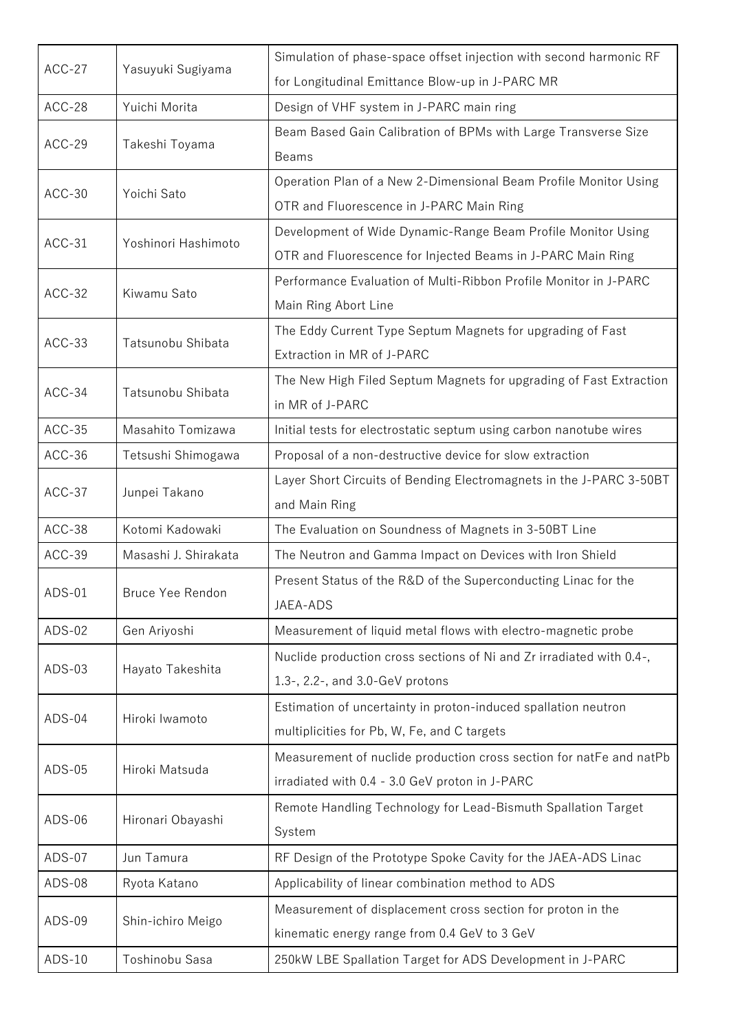| ACC-27 | Yasuyuki Sugiyama | Simulation of phase-space offset injection with second harmonic RF for Longitudinal Emittance Blow-up in J-PARC MR |
|---|---|---|
| ACC-28 | Yuichi Morita | Design of VHF system in J-PARC main ring |
| ACC-29 | Takeshi Toyama | Beam Based Gain Calibration of BPMs with Large Transverse Size Beams |
| ACC-30 | Yoichi Sato | Operation Plan of a New 2-Dimensional Beam Profile Monitor Using OTR and Fluorescence in J-PARC Main Ring |
| ACC-31 | Yoshinori Hashimoto | Development of Wide Dynamic-Range Beam Profile Monitor Using OTR and Fluorescence for Injected Beams in J-PARC Main Ring |
| ACC-32 | Kiwamu Sato | Performance Evaluation of Multi-Ribbon Profile Monitor in J-PARC Main Ring Abort Line |
| ACC-33 | Tatsunobu Shibata | The Eddy Current Type Septum Magnets for upgrading of Fast Extraction in MR of J-PARC |
| ACC-34 | Tatsunobu Shibata | The New High Filed Septum Magnets for upgrading of Fast Extraction in MR of J-PARC |
| ACC-35 | Masahito Tomizawa | Initial tests for electrostatic septum using carbon nanotube wires |
| ACC-36 | Tetsushi Shimogawa | Proposal of a non-destructive device for slow extraction |
| ACC-37 | Junpei Takano | Layer Short Circuits of Bending Electromagnets in the J-PARC 3-50BT and Main Ring |
| ACC-38 | Kotomi Kadowaki | The Evaluation on Soundness of Magnets in 3-50BT Line |
| ACC-39 | Masashi J. Shirakata | The Neutron and Gamma Impact on Devices with Iron Shield |
| ADS-01 | Bruce Yee Rendon | Present Status of the R&D of the Superconducting Linac for the JAEA-ADS |
| ADS-02 | Gen Ariyoshi | Measurement of liquid metal flows with electro-magnetic probe |
| ADS-03 | Hayato Takeshita | Nuclide production cross sections of Ni and Zr irradiated with 0.4-, 1.3-, 2.2-, and 3.0-GeV protons |
| ADS-04 | Hiroki Iwamoto | Estimation of uncertainty in proton-induced spallation neutron multiplicities for Pb, W, Fe, and C targets |
| ADS-05 | Hiroki Matsuda | Measurement of nuclide production cross section for natFe and natPb irradiated with 0.4 - 3.0 GeV proton in J-PARC |
| ADS-06 | Hironari Obayashi | Remote Handling Technology for Lead-Bismuth Spallation Target System |
| ADS-07 | Jun Tamura | RF Design of the Prototype Spoke Cavity for the JAEA-ADS Linac |
| ADS-08 | Ryota Katano | Applicability of linear combination method to ADS |
| ADS-09 | Shin-ichiro Meigo | Measurement of displacement cross section for proton in the kinematic energy range from 0.4 GeV to 3 GeV |
| ADS-10 | Toshinobu Sasa | 250kW LBE Spallation Target for ADS Development in J-PARC |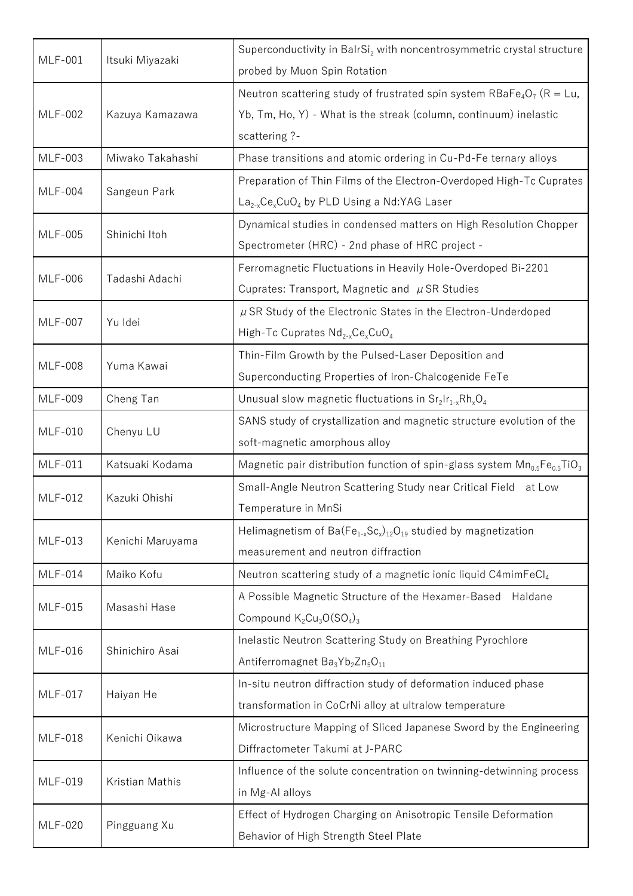| MLF-001 | Itsuki Miyazaki | Superconductivity in $BaIrSi_2$ with noncentrosymmetric crystal structure probed by Muon Spin Rotation |
|---|---|---|
| MLF-002 | Kazuya Kamazawa | Neutron scattering study of frustrated spin system $RBaFe_4O_7$ (R = Lu, Yb, Tm, Ho, Y) - What is the streak (column, continuum) inelastic scattering ?- |
| MLF-003 | Miwako Takahashi | Phase transitions and atomic ordering in Cu-Pd-Fe ternary alloys |
| MLF-004 | Sangeun Park | Preparation of Thin Films of the Electron-Overdoped High-Tc Cuprates $La_{2-x}Ce_xCuO_4$ by PLD Using a Nd:YAG Laser |
| MLF-005 | Shinichi Itoh | Dynamical studies in condensed matters on High Resolution Chopper Spectrometer (HRC) - 2nd phase of HRC project - |
| MLF-006 | Tadashi Adachi | Ferromagnetic Fluctuations in Heavily Hole-Overdoped Bi-2201 Cuprates: Transport, Magnetic and $\mu$SR Studies |
| MLF-007 | Yu Idei | $\mu$SR Study of the Electronic States in the Electron-Underdoped High-Tc Cuprates $Nd_{2-x}Ce_xCuO_4$ |
| MLF-008 | Yuma Kawai | Thin-Film Growth by the Pulsed-Laser Deposition and Superconducting Properties of Iron-Chalcogenide FeTe |
| MLF-009 | Cheng Tan | Unusual slow magnetic fluctuations in $Sr_2Ir_{1-x}Rh_xO_4$ |
| MLF-010 | Chenyu LU | SANS study of crystallization and magnetic structure evolution of the soft-magnetic amorphous alloy |
| MLF-011 | Katsuaki Kodama | Magnetic pair distribution function of spin-glass system $Mn_{0.5}Fe_{0.5}TiO_3$ |
| MLF-012 | Kazuki Ohishi | Small-Angle Neutron Scattering Study near Critical Field at Low Temperature in MnSi |
| MLF-013 | Kenichi Maruyama | Helimagnetism of $Ba(Fe_{1-x}Sc_x)_{12}O_{19}$ studied by magnetization measurement and neutron diffraction |
| MLF-014 | Maiko Kofu | Neutron scattering study of a magnetic ionic liquid $C4mimFeCl_4$ |
| MLF-015 | Masashi Hase | A Possible Magnetic Structure of the Hexamer-Based Haldane Compound $K_2Cu_3O(SO_4)_3$ |
| MLF-016 | Shinichiro Asai | Inelastic Neutron Scattering Study on Breathing Pyrochlore Antiferromagnet $Ba_3Yb_2Zn_5O_{11}$ |
| MLF-017 | Haiyan He | In-situ neutron diffraction study of deformation induced phase transformation in CoCrNi alloy at ultralow temperature |
| MLF-018 | Kenichi Oikawa | Microstructure Mapping of Sliced Japanese Sword by the Engineering Diffractometer Takumi at J-PARC |
| MLF-019 | Kristian Mathis | Influence of the solute concentration on twinning-detwinning process in Mg-Al alloys |
| MLF-020 | Pingguang Xu | Effect of Hydrogen Charging on Anisotropic Tensile Deformation Behavior of High Strength Steel Plate |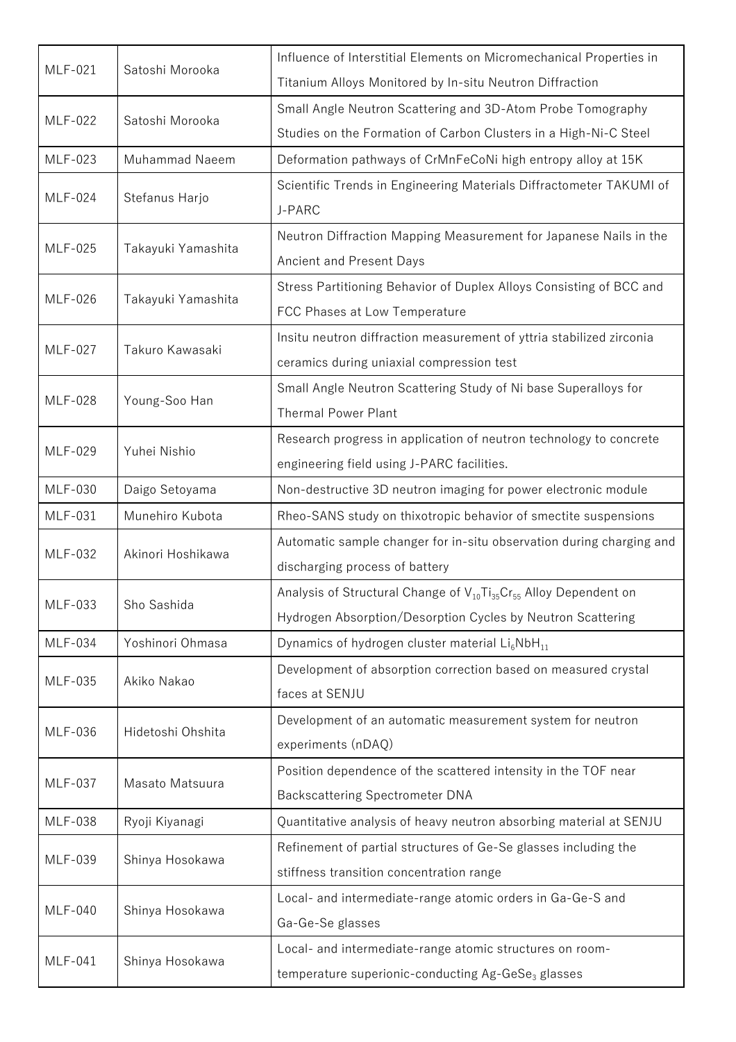| MLF-021 | Satoshi Morooka | Influence of Interstitial Elements on Micromechanical Properties in Titanium Alloys Monitored by In-situ Neutron Diffraction |
|---|---|---|
| MLF-022 | Satoshi Morooka | Small Angle Neutron Scattering and 3D-Atom Probe Tomography Studies on the Formation of Carbon Clusters in a High-Ni-C Steel |
| MLF-023 | Muhammad Naeem | Deformation pathways of CrMnFeCoNi high entropy alloy at 15K |
| MLF-024 | Stefanus Harjo | Scientific Trends in Engineering Materials Diffractometer TAKUMI of J-PARC |
| MLF-025 | Takayuki Yamashita | Neutron Diffraction Mapping Measurement for Japanese Nails in the Ancient and Present Days |
| MLF-026 | Takayuki Yamashita | Stress Partitioning Behavior of Duplex Alloys Consisting of BCC and FCC Phases at Low Temperature |
| MLF-027 | Takuro Kawasaki | Insitu neutron diffraction measurement of yttria stabilized zirconia ceramics during uniaxial compression test |
| MLF-028 | Young-Soo Han | Small Angle Neutron Scattering Study of Ni base Superalloys for Thermal Power Plant |
| MLF-029 | Yuhei Nishio | Research progress in application of neutron technology to concrete engineering field using J-PARC facilities. |
| MLF-030 | Daigo Setoyama | Non-destructive 3D neutron imaging for power electronic module |
| MLF-031 | Munehiro Kubota | Rheo-SANS study on thixotropic behavior of smectite suspensions |
| MLF-032 | Akinori Hoshikawa | Automatic sample changer for in-situ observation during charging and discharging process of battery |
| MLF-033 | Sho Sashida | Analysis of Structural Change of $V_{10}Ti_{35}Cr_{55}$ Alloy Dependent on Hydrogen Absorption/Desorption Cycles by Neutron Scattering |
| MLF-034 | Yoshinori Ohmasa | Dynamics of hydrogen cluster material $Li_6NbH_{11}$ |
| MLF-035 | Akiko Nakao | Development of absorption correction based on measured crystal faces at SENJU |
| MLF-036 | Hidetoshi Ohshita | Development of an automatic measurement system for neutron experiments (nDAQ) |
| MLF-037 | Masato Matsuura | Position dependence of the scattered intensity in the TOF near Backscattering Spectrometer DNA |
| MLF-038 | Ryoji Kiyanagi | Quantitative analysis of heavy neutron absorbing material at SENJU |
| MLF-039 | Shinya Hosokawa | Refinement of partial structures of Ge-Se glasses including the stiffness transition concentration range |
| MLF-040 | Shinya Hosokawa | Local- and intermediate-range atomic orders in Ga-Ge-S and Ga-Ge-Se glasses |
| MLF-041 | Shinya Hosokawa | Local- and intermediate-range atomic structures on room-temperature superionic-conducting Ag-$GeSe_3$ glasses |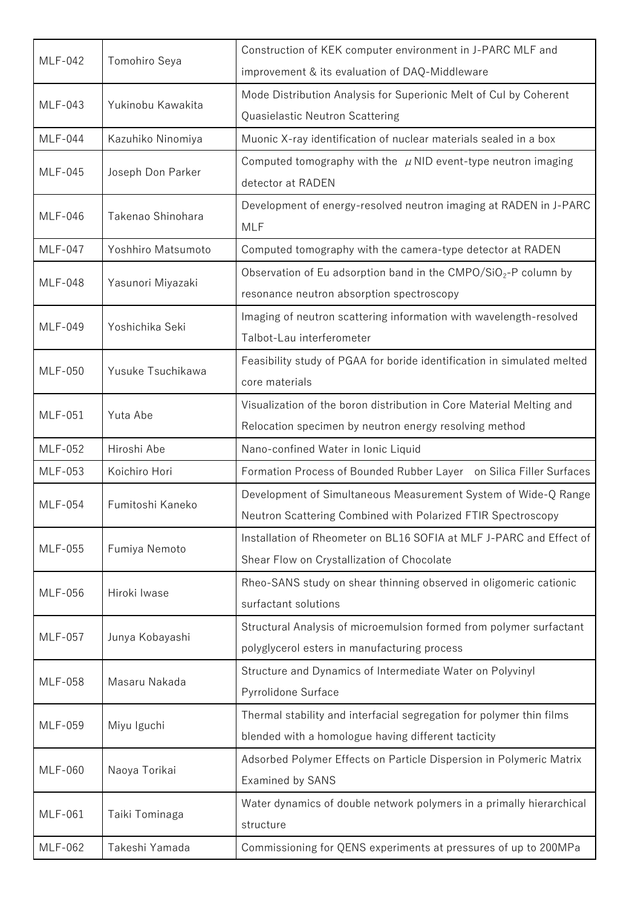| MLF-042 | Tomohiro Seya | Construction of KEK computer environment in J-PARC MLF and improvement & its evaluation of DAQ-Middleware |
|---|---|---|
| MLF-043 | Yukinobu Kawakita | Mode Distribution Analysis for Superionic Melt of CuI by Coherent Quasielastic Neutron Scattering |
| MLF-044 | Kazuhiko Ninomiya | Muonic X-ray identification of nuclear materials sealed in a box |
| MLF-045 | Joseph Don Parker | Computed tomography with the μNID event-type neutron imaging detector at RADEN |
| MLF-046 | Takenao Shinohara | Development of energy-resolved neutron imaging at RADEN in J-PARC MLF |
| MLF-047 | Yoshhiro Matsumoto | Computed tomography with the camera-type detector at RADEN |
| MLF-048 | Yasunori Miyazaki | Observation of Eu adsorption band in the CMPO/$SiO_2$-P column by resonance neutron absorption spectroscopy |
| MLF-049 | Yoshichika Seki | Imaging of neutron scattering information with wavelength-resolved Talbot-Lau interferometer |
| MLF-050 | Yusuke Tsuchikawa | Feasibility study of PGAA for boride identification in simulated melted core materials |
| MLF-051 | Yuta Abe | Visualization of the boron distribution in Core Material Melting and Relocation specimen by neutron energy resolving method |
| MLF-052 | Hiroshi Abe | Nano-confined Water in Ionic Liquid |
| MLF-053 | Koichiro Hori | Formation Process of Bounded Rubber Layer on Silica Filler Surfaces |
| MLF-054 | Fumitoshi Kaneko | Development of Simultaneous Measurement System of Wide-Q Range Neutron Scattering Combined with Polarized FTIR Spectroscopy |
| MLF-055 | Fumiya Nemoto | Installation of Rheometer on BL16 SOFIA at MLF J-PARC and Effect of Shear Flow on Crystallization of Chocolate |
| MLF-056 | Hiroki Iwase | Rheo-SANS study on shear thinning observed in oligomeric cationic surfactant solutions |
| MLF-057 | Junya Kobayashi | Structural Analysis of microemulsion formed from polymer surfactant polyglycerol esters in manufacturing process |
| MLF-058 | Masaru Nakada | Structure and Dynamics of Intermediate Water on Polyvinyl Pyrrolidone Surface |
| MLF-059 | Miyu Iguchi | Thermal stability and interfacial segregation for polymer thin films blended with a homologue having different tacticity |
| MLF-060 | Naoya Torikai | Adsorbed Polymer Effects on Particle Dispersion in Polymeric Matrix Examined by SANS |
| MLF-061 | Taiki Tominaga | Water dynamics of double network polymers in a primally hierarchical structure |
| MLF-062 | Takeshi Yamada | Commissioning for QENS experiments at pressures of up to 200MPa |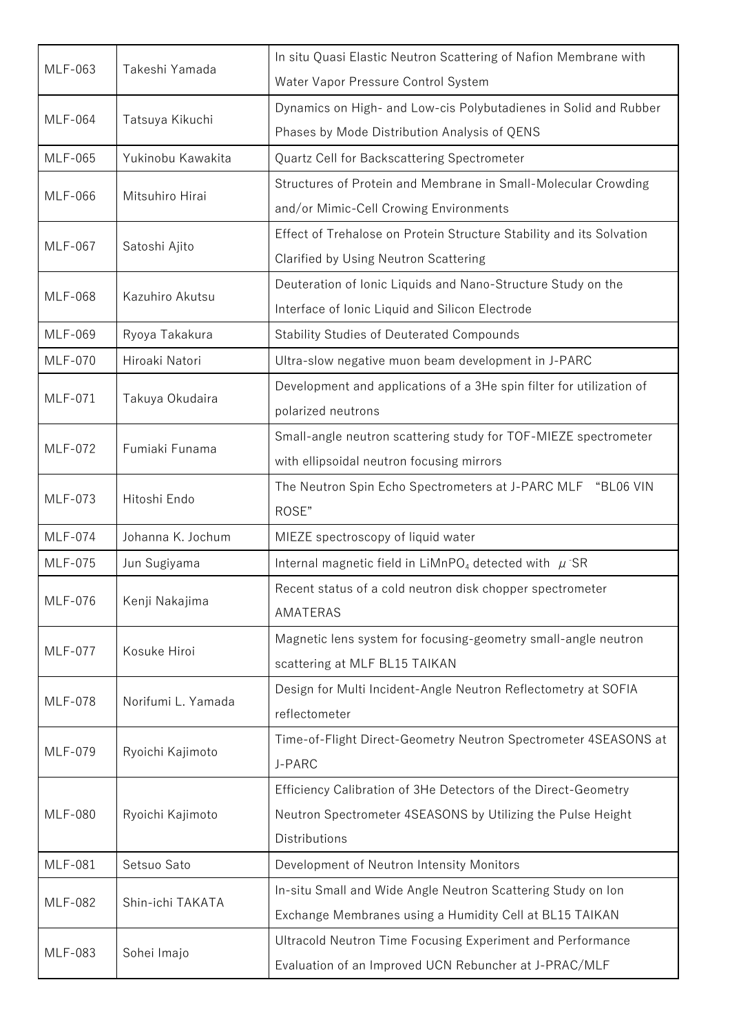| MLF-063 | Takeshi Yamada | In situ Quasi Elastic Neutron Scattering of Nafion Membrane with Water Vapor Pressure Control System |
|---|---|---|
| MLF-064 | Tatsuya Kikuchi | Dynamics on High- and Low-cis Polybutadienes in Solid and Rubber Phases by Mode Distribution Analysis of QENS |
| MLF-065 | Yukinobu Kawakita | Quartz Cell for Backscattering Spectrometer |
| MLF-066 | Mitsuhiro Hirai | Structures of Protein and Membrane in Small-Molecular Crowding and/or Mimic-Cell Crowing Environments |
| MLF-067 | Satoshi Ajito | Effect of Trehalose on Protein Structure Stability and its Solvation Clarified by Using Neutron Scattering |
| MLF-068 | Kazuhiro Akutsu | Deuteration of Ionic Liquids and Nano-Structure Study on the Interface of Ionic Liquid and Silicon Electrode |
| MLF-069 | Ryoya Takakura | Stability Studies of Deuterated Compounds |
| MLF-070 | Hiroaki Natori | Ultra-slow negative muon beam development in J-PARC |
| MLF-071 | Takuya Okudaira | Development and applications of a 3He spin filter for utilization of polarized neutrons |
| MLF-072 | Fumiaki Funama | Small-angle neutron scattering study for TOF-MIEZE spectrometer with ellipsoidal neutron focusing mirrors |
| MLF-073 | Hitoshi Endo | The Neutron Spin Echo Spectrometers at J-PARC MLF "BL06 VIN ROSE" |
| MLF-074 | Johanna K. Jochum | MIEZE spectroscopy of liquid water |
| MLF-075 | Jun Sugiyama | Internal magnetic field in $LiMnPO_4$ detected with $\mu^-$SR |
| MLF-076 | Kenji Nakajima | Recent status of a cold neutron disk chopper spectrometer AMATERAS |
| MLF-077 | Kosuke Hiroi | Magnetic lens system for focusing-geometry small-angle neutron scattering at MLF BL15 TAIKAN |
| MLF-078 | Norifumi L. Yamada | Design for Multi Incident-Angle Neutron Reflectometry at SOFIA reflectometer |
| MLF-079 | Ryoichi Kajimoto | Time-of-Flight Direct-Geometry Neutron Spectrometer 4SEASONS at J-PARC |
| MLF-080 | Ryoichi Kajimoto | Efficiency Calibration of 3He Detectors of the Direct-Geometry Neutron Spectrometer 4SEASONS by Utilizing the Pulse Height Distributions |
| MLF-081 | Setsuo Sato | Development of Neutron Intensity Monitors |
| MLF-082 | Shin-ichi TAKATA | In-situ Small and Wide Angle Neutron Scattering Study on Ion Exchange Membranes using a Humidity Cell at BL15 TAIKAN |
| MLF-083 | Sohei Imajo | Ultracold Neutron Time Focusing Experiment and Performance Evaluation of an Improved UCN Rebuncher at J-PRAC/MLF |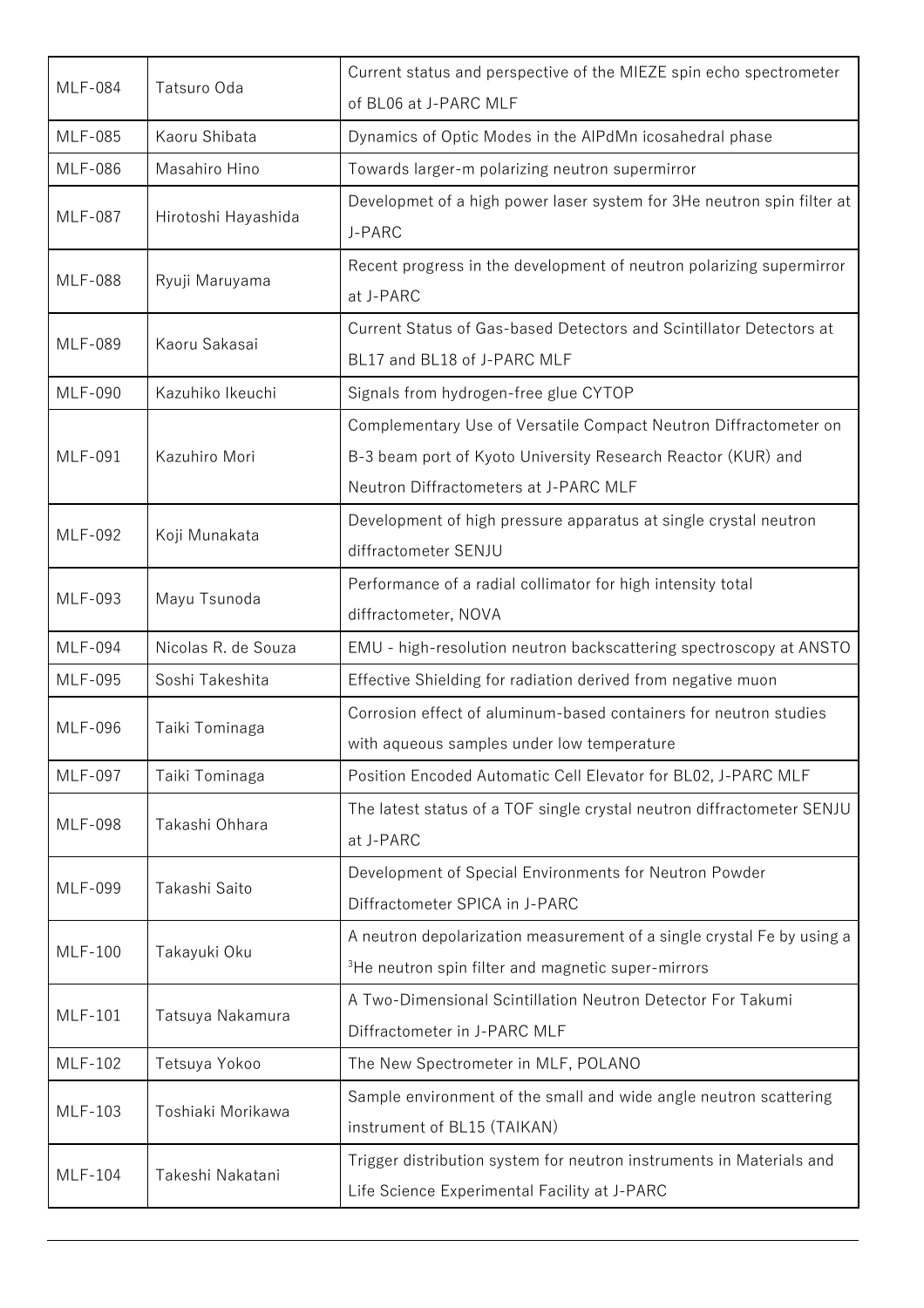| MLF-084 | Tatsuro Oda | Current status and perspective of the MIEZE spin echo spectrometer of BL06 at J-PARC MLF |
|---|---|---|
| MLF-085 | Kaoru Shibata | Dynamics of Optic Modes in the AlPdMn icosahedral phase |
| MLF-086 | Masahiro Hino | Towards larger-m polarizing neutron supermirror |
| MLF-087 | Hirotoshi Hayashida | Developmet of a high power laser system for 3He neutron spin filter at J-PARC |
| MLF-088 | Ryuji Maruyama | Recent progress in the development of neutron polarizing supermirror at J-PARC |
| MLF-089 | Kaoru Sakasai | Current Status of Gas-based Detectors and Scintillator Detectors at BL17 and BL18 of J-PARC MLF |
| MLF-090 | Kazuhiko Ikeuchi | Signals from hydrogen-free glue CYTOP |
| MLF-091 | Kazuhiro Mori | Complementary Use of Versatile Compact Neutron Diffractometer on B-3 beam port of Kyoto University Research Reactor (KUR) and Neutron Diffractometers at J-PARC MLF |
| MLF-092 | Koji Munakata | Development of high pressure apparatus at single crystal neutron diffractometer SENJU |
| MLF-093 | Mayu Tsunoda | Performance of a radial collimator for high intensity total diffractometer, NOVA |
| MLF-094 | Nicolas R. de Souza | EMU - high-resolution neutron backscattering spectroscopy at ANSTO |
| MLF-095 | Soshi Takeshita | Effective Shielding for radiation derived from negative muon |
| MLF-096 | Taiki Tominaga | Corrosion effect of aluminum-based containers for neutron studies with aqueous samples under low temperature |
| MLF-097 | Taiki Tominaga | Position Encoded Automatic Cell Elevator for BL02, J-PARC MLF |
| MLF-098 | Takashi Ohhara | The latest status of a TOF single crystal neutron diffractometer SENJU at J-PARC |
| MLF-099 | Takashi Saito | Development of Special Environments for Neutron Powder Diffractometer SPICA in J-PARC |
| MLF-100 | Takayuki Oku | A neutron depolarization measurement of a single crystal Fe by using a $^{3}$He neutron spin filter and magnetic super-mirrors |
| MLF-101 | Tatsuya Nakamura | A Two-Dimensional Scintillation Neutron Detector For Takumi Diffractometer in J-PARC MLF |
| MLF-102 | Tetsuya Yokoo | The New Spectrometer in MLF, POLANO |
| MLF-103 | Toshiaki Morikawa | Sample environment of the small and wide angle neutron scattering instrument of BL15 (TAIKAN) |
| MLF-104 | Takeshi Nakatani | Trigger distribution system for neutron instruments in Materials and Life Science Experimental Facility at J-PARC |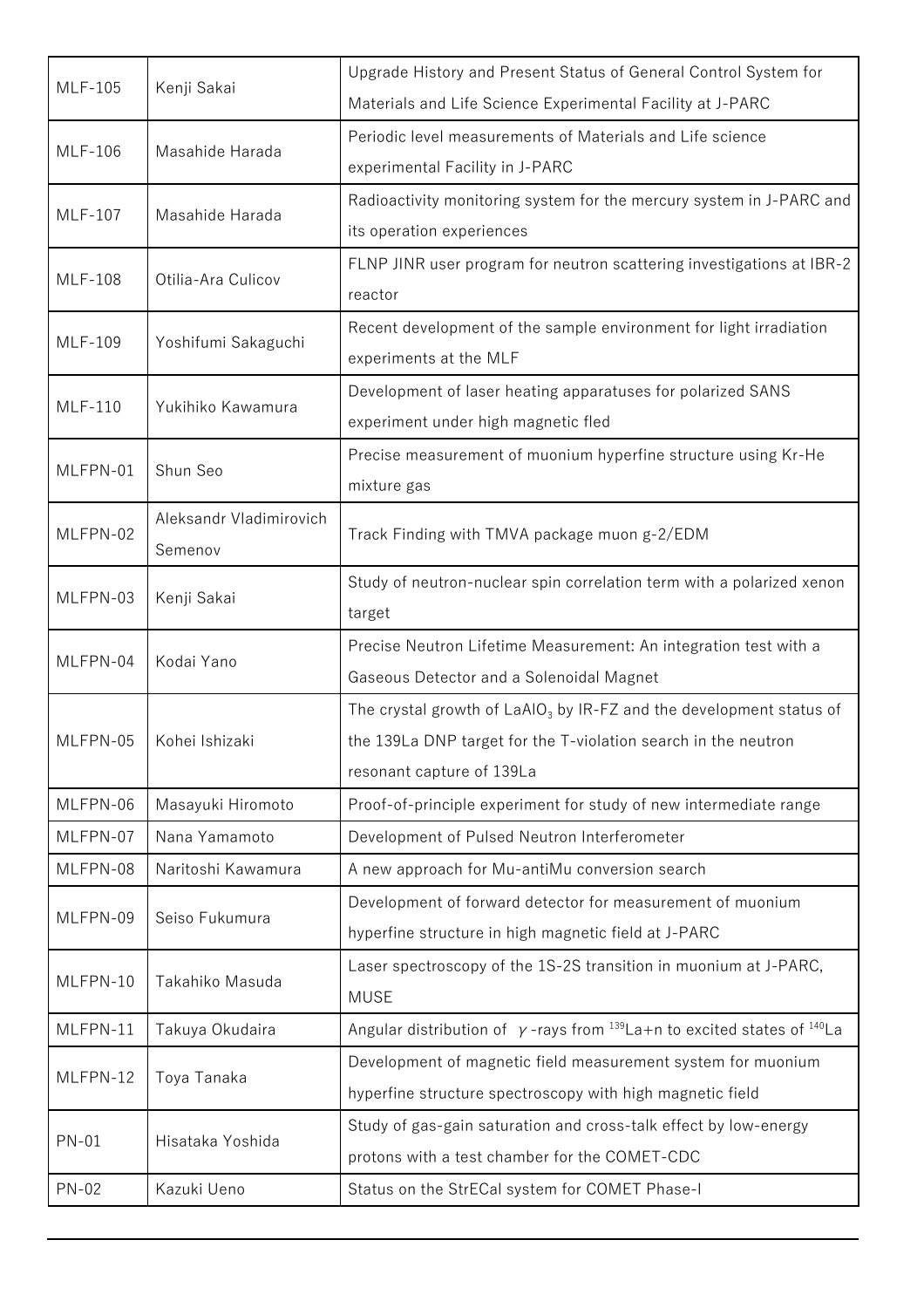| MLF-105 | Kenji Sakai | Upgrade History and Present Status of General Control System for Materials and Life Science Experimental Facility at J-PARC |
|---|---|---|
| MLF-106 | Masahide Harada | Periodic level measurements of Materials and Life science experimental Facility in J-PARC |
| MLF-107 | Masahide Harada | Radioactivity monitoring system for the mercury system in J-PARC and its operation experiences |
| MLF-108 | Otilia-Ara Culicov | FLNP JINR user program for neutron scattering investigations at IBR-2 reactor |
| MLF-109 | Yoshifumi Sakaguchi | Recent development of the sample environment for light irradiation experiments at the MLF |
| MLF-110 | Yukihiko Kawamura | Development of laser heating apparatuses for polarized SANS experiment under high magnetic fled |
| MLFPN-01 | Shun Seo | Precise measurement of muonium hyperfine structure using Kr-He mixture gas |
| MLFPN-02 | Aleksandr Vladimirovich Semenov | Track Finding with TMVA package muon g-2/EDM |
| MLFPN-03 | Kenji Sakai | Study of neutron-nuclear spin correlation term with a polarized xenon target |
| MLFPN-04 | Kodai Yano | Precise Neutron Lifetime Measurement: An integration test with a Gaseous Detector and a Solenoidal Magnet |
| MLFPN-05 | Kohei Ishizaki | The crystal growth of $LaAlO_3$ by IR-FZ and the development status of the 139La DNP target for the T-violation search in the neutron resonant capture of 139La |
| MLFPN-06 | Masayuki Hiromoto | Proof-of-principle experiment for study of new intermediate range |
| MLFPN-07 | Nana Yamamoto | Development of Pulsed Neutron Interferometer |
| MLFPN-08 | Naritoshi Kawamura | A new approach for Mu-antiMu conversion search |
| MLFPN-09 | Seiso Fukumura | Development of forward detector for measurement of muonium hyperfine structure in high magnetic field at J-PARC |
| MLFPN-10 | Takahiko Masuda | Laser spectroscopy of the 1S-2S transition in muonium at J-PARC, MUSE |
| MLFPN-11 | Takuya Okudaira | Angular distribution of $\gamma$-rays from $^{139}La$+n to excited states of $^{140}La$ |
| MLFPN-12 | Toya Tanaka | Development of magnetic field measurement system for muonium hyperfine structure spectroscopy with high magnetic field |
| PN-01 | Hisataka Yoshida | Study of gas-gain saturation and cross-talk effect by low-energy protons with a test chamber for the COMET-CDC |
| PN-02 | Kazuki Ueno | Status on the StrECal system for COMET Phase-I |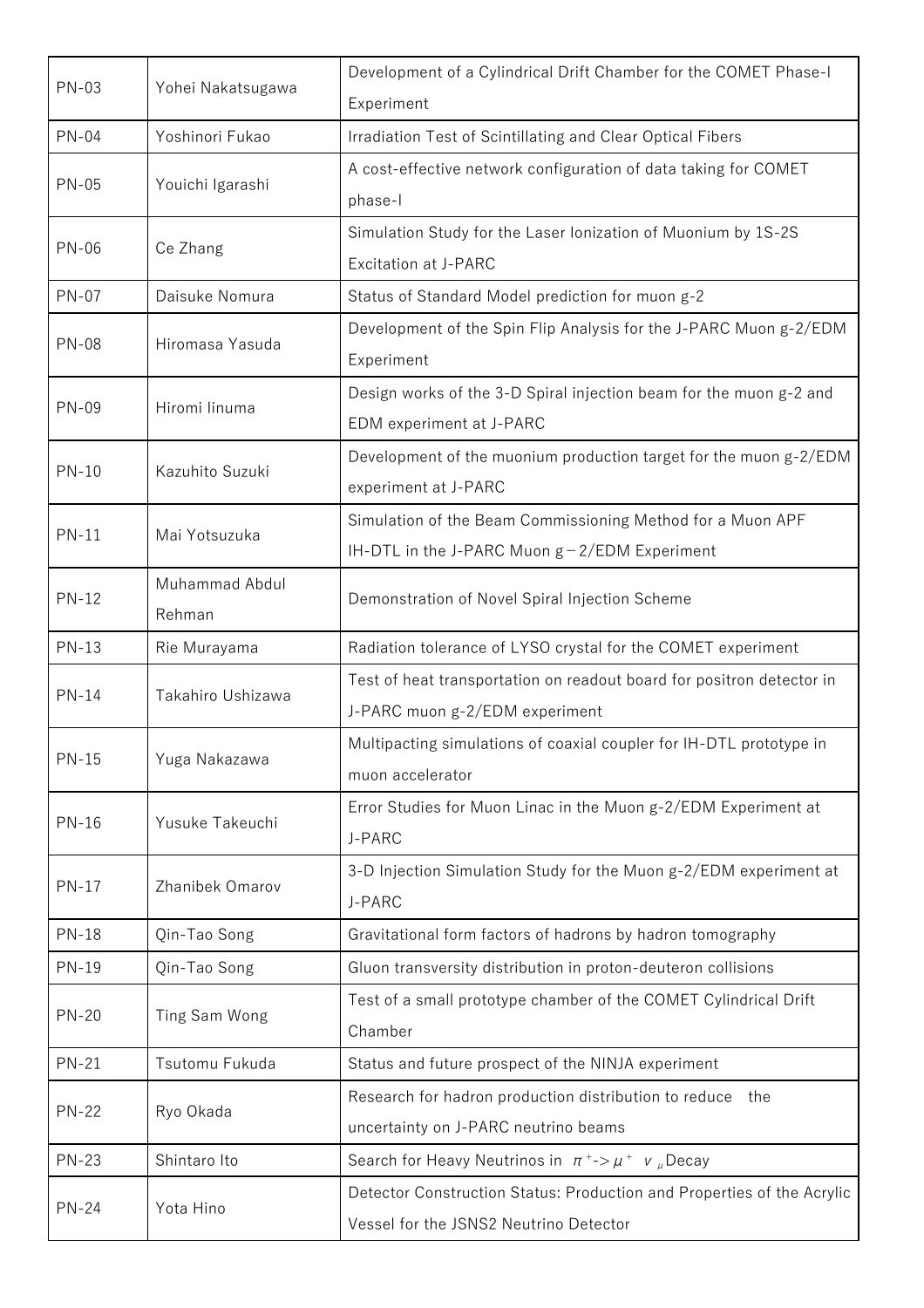| PN-03 | Yohei Nakatsugawa | Development of a Cylindrical Drift Chamber for the COMET Phase-I Experiment |
|---|---|---|
| PN-04 | Yoshinori Fukao | Irradiation Test of Scintillating and Clear Optical Fibers |
| PN-05 | Youichi Igarashi | A cost-effective network configuration of data taking for COMET phase-I |
| PN-06 | Ce Zhang | Simulation Study for the Laser Ionization of Muonium by 1S-2S Excitation at J-PARC |
| PN-07 | Daisuke Nomura | Status of Standard Model prediction for muon g-2 |
| PN-08 | Hiromasa Yasuda | Development of the Spin Flip Analysis for the J-PARC Muon g-2/EDM Experiment |
| PN-09 | Hiromi Iinuma | Design works of the 3-D Spiral injection beam for the muon g-2 and EDM experiment at J-PARC |
| PN-10 | Kazuhito Suzuki | Development of the muonium production target for the muon g-2/EDM experiment at J-PARC |
| PN-11 | Mai Yotsuzuka | Simulation of the Beam Commissioning Method for a Muon APF IH-DTL in the J-PARC Muon g－2/EDM Experiment |
| PN-12 | Muhammad Abdul Rehman | Demonstration of Novel Spiral Injection Scheme |
| PN-13 | Rie Murayama | Radiation tolerance of LYSO crystal for the COMET experiment |
| PN-14 | Takahiro Ushizawa | Test of heat transportation on readout board for positron detector in J-PARC muon g-2/EDM experiment |
| PN-15 | Yuga Nakazawa | Multipacting simulations of coaxial coupler for IH-DTL prototype in muon accelerator |
| PN-16 | Yusuke Takeuchi | Error Studies for Muon Linac in the Muon g-2/EDM Experiment at J-PARC |
| PN-17 | Zhanibek Omarov | 3-D Injection Simulation Study for the Muon g-2/EDM experiment at J-PARC |
| PN-18 | Qin-Tao Song | Gravitational form factors of hadrons by hadron tomography |
| PN-19 | Qin-Tao Song | Gluon transversity distribution in proton-deuteron collisions |
| PN-20 | Ting Sam Wong | Test of a small prototype chamber of the COMET Cylindrical Drift Chamber |
| PN-21 | Tsutomu Fukuda | Status and future prospect of the NINJA experiment |
| PN-22 | Ryo Okada | Research for hadron production distribution to reduce the uncertainty on J-PARC neutrino beams |
| PN-23 | Shintaro Ito | Search for Heavy Neutrinos in $\pi^+ \to \mu^+ \nu_\mu$ Decay |
| PN-24 | Yota Hino | Detector Construction Status: Production and Properties of the Acrylic Vessel for the JSNS2 Neutrino Detector |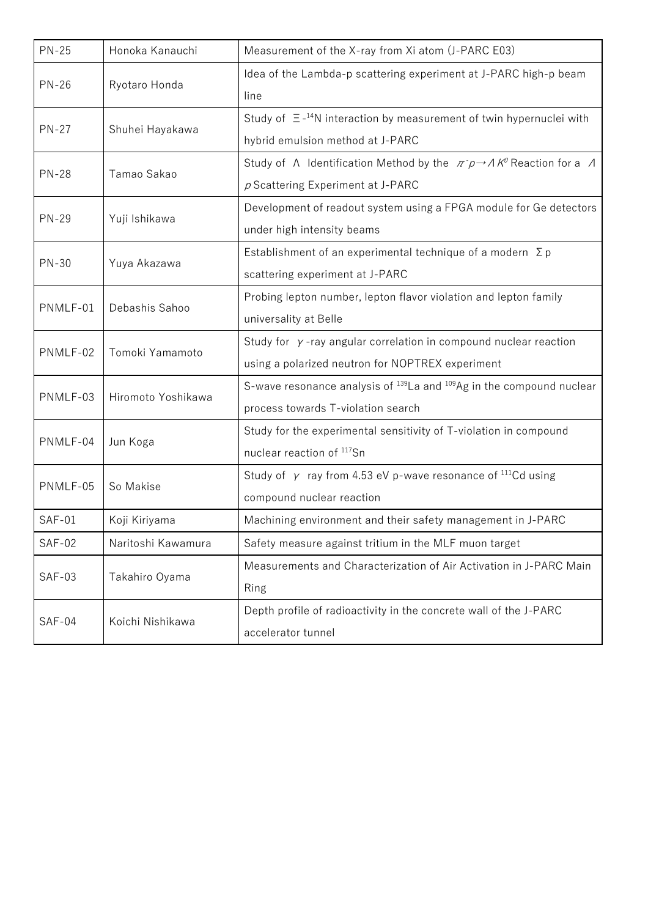| | | |
|---|---|---|
| PN-25 | Honoka Kanauchi | Measurement of the X-ray from Xi atom (J-PARC E03) |
| PN-26 | Ryotaro Honda | Idea of the Lambda-p scattering experiment at J-PARC high-p beam line |
| PN-27 | Shuhei Hayakawa | Study of $\Xi^{-}$-$^{14}$N interaction by measurement of twin hypernuclei with hybrid emulsion method at J-PARC |
| PN-28 | Tamao Sakao | Study of Λ Identification Method by the $\pi^{-}p \rightarrow \Lambda K^{0}$ Reaction for a $\Lambda p$ Scattering Experiment at J-PARC |
| PN-29 | Yuji Ishikawa | Development of readout system using a FPGA module for Ge detectors under high intensity beams |
| PN-30 | Yuya Akazawa | Establishment of an experimental technique of a modern Σp scattering experiment at J-PARC |
| PNMLF-01 | Debashis Sahoo | Probing lepton number, lepton flavor violation and lepton family universality at Belle |
| PNMLF-02 | Tomoki Yamamoto | Study for γ-ray angular correlation in compound nuclear reaction using a polarized neutron for NOPTREX experiment |
| PNMLF-03 | Hiromoto Yoshikawa | S-wave resonance analysis of $^{139}$La and $^{109}$Ag in the compound nuclear process towards T-violation search |
| PNMLF-04 | Jun Koga | Study for the experimental sensitivity of T-violation in compound nuclear reaction of $^{117}$Sn |
| PNMLF-05 | So Makise | Study of γ ray from 4.53 eV p-wave resonance of $^{111}$Cd using compound nuclear reaction |
| SAF-01 | Koji Kiriyama | Machining environment and their safety management in J-PARC |
| SAF-02 | Naritoshi Kawamura | Safety measure against tritium in the MLF muon target |
| SAF-03 | Takahiro Oyama | Measurements and Characterization of Air Activation in J-PARC Main Ring |
| SAF-04 | Koichi Nishikawa | Depth profile of radioactivity in the concrete wall of the J-PARC accelerator tunnel |